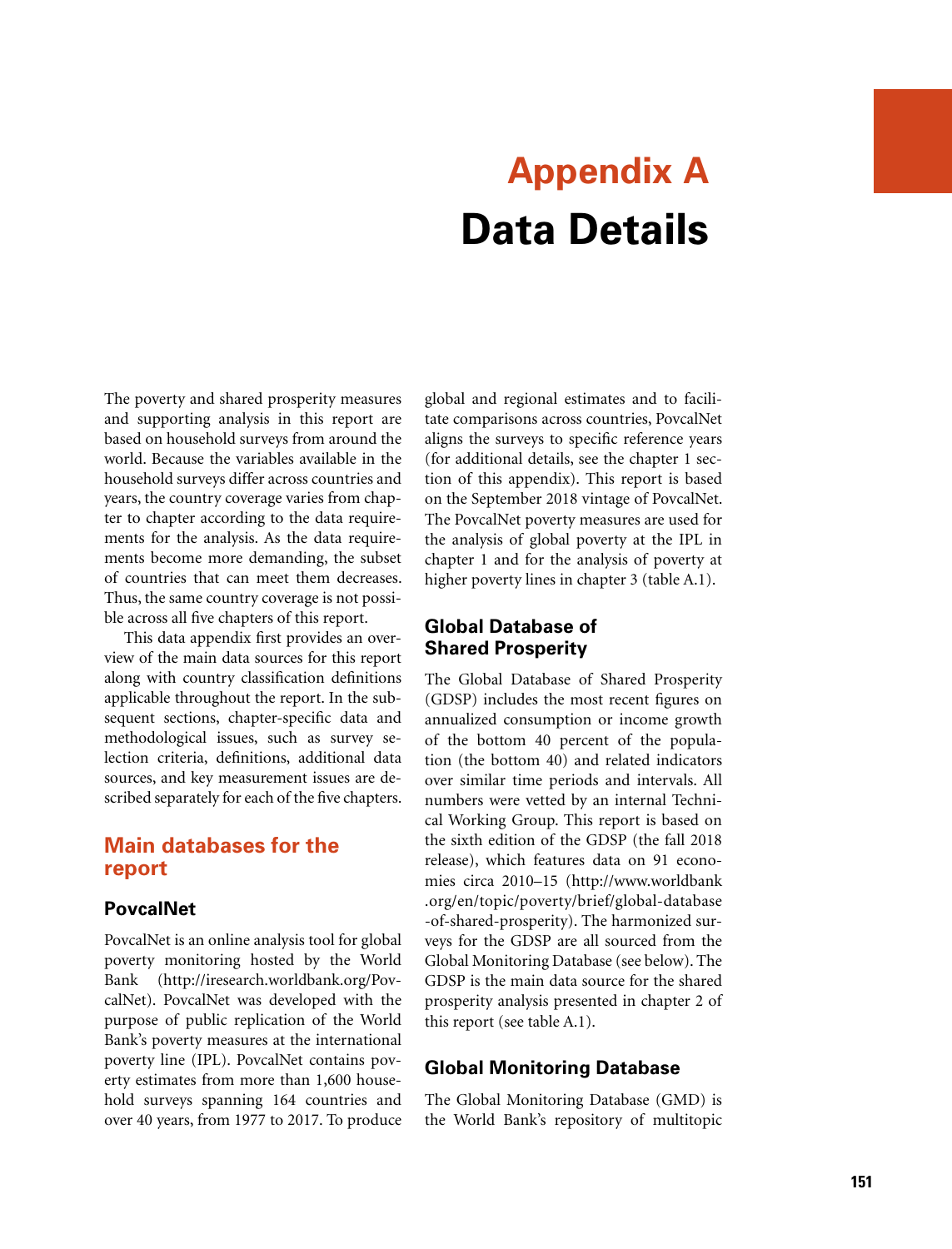# Appendix A
# Data Details

The poverty and shared prosperity measures and supporting analysis in this report are based on household surveys from around the world. Because the variables available in the household surveys differ across countries and years, the country coverage varies from chapter to chapter according to the data requirements for the analysis. As the data requirements become more demanding, the subset of countries that can meet them decreases. Thus, the same country coverage is not possible across all five chapters of this report.

This data appendix first provides an overview of the main data sources for this report along with country classification definitions applicable throughout the report. In the subsequent sections, chapter-specific data and methodological issues, such as survey selection criteria, definitions, additional data sources, and key measurement issues are described separately for each of the five chapters.

## Main databases for the report

### PovcalNet

PovcalNet is an online analysis tool for global poverty monitoring hosted by the World Bank (http://iresearch.worldbank.org/PovcalNet). PovcalNet was developed with the purpose of public replication of the World Bank's poverty measures at the international poverty line (IPL). PovcalNet contains poverty estimates from more than 1,600 household surveys spanning 164 countries and over 40 years, from 1977 to 2017. To produce global and regional estimates and to facilitate comparisons across countries, PovcalNet aligns the surveys to specific reference years (for additional details, see the chapter 1 section of this appendix). This report is based on the September 2018 vintage of PovcalNet. The PovcalNet poverty measures are used for the analysis of global poverty at the IPL in chapter 1 and for the analysis of poverty at higher poverty lines in chapter 3 (table A.1).

### Global Database of Shared Prosperity

The Global Database of Shared Prosperity (GDSP) includes the most recent figures on annualized consumption or income growth of the bottom 40 percent of the population (the bottom 40) and related indicators over similar time periods and intervals. All numbers were vetted by an internal Technical Working Group. This report is based on the sixth edition of the GDSP (the fall 2018 release), which features data on 91 economies circa 2010–15 (http://www.worldbank.org/en/topic/poverty/brief/global-database-of-shared-prosperity). The harmonized surveys for the GDSP are all sourced from the Global Monitoring Database (see below). The GDSP is the main data source for the shared prosperity analysis presented in chapter 2 of this report (see table A.1).

### Global Monitoring Database

The Global Monitoring Database (GMD) is the World Bank's repository of multitopic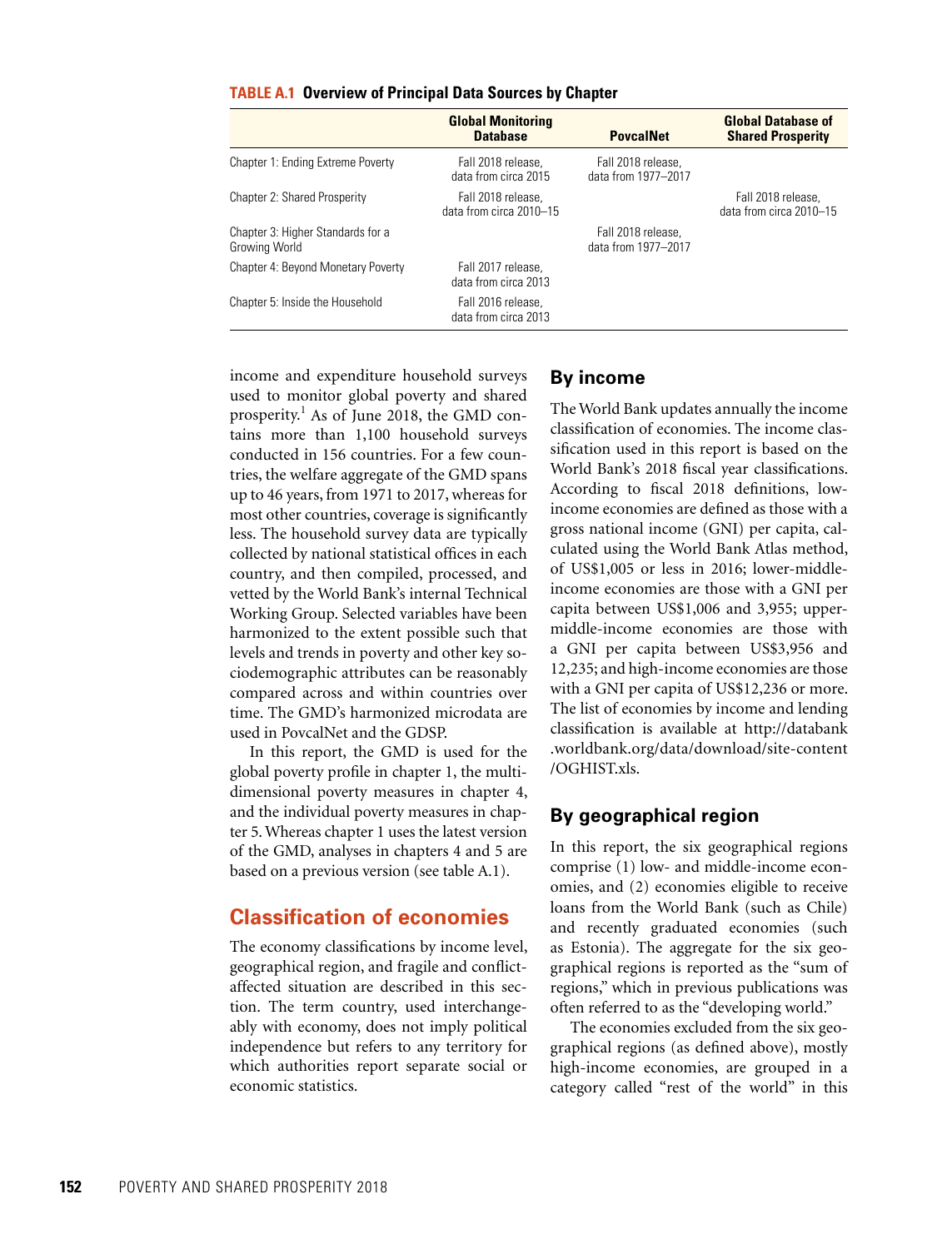**TABLE A.1 Overview of Principal Data Sources by Chapter**

| | Global Monitoring Database | PovcalNet | Global Database of Shared Prosperity |
|---|---|---|---|
| Chapter 1: Ending Extreme Poverty | Fall 2018 release, data from circa 2015 | Fall 2018 release, data from 1977–2017 | |
| Chapter 2: Shared Prosperity | Fall 2018 release, data from circa 2010–15 | | Fall 2018 release, data from circa 2010–15 |
| Chapter 3: Higher Standards for a Growing World | | Fall 2018 release, data from 1977–2017 | |
| Chapter 4: Beyond Monetary Poverty | Fall 2017 release, data from circa 2013 | | |
| Chapter 5: Inside the Household | Fall 2016 release, data from circa 2013 | | |

income and expenditure household surveys used to monitor global poverty and shared prosperity.[1] As of June 2018, the GMD contains more than 1,100 household surveys conducted in 156 countries. For a few countries, the welfare aggregate of the GMD spans up to 46 years, from 1971 to 2017, whereas for most other countries, coverage is significantly less. The household survey data are typically collected by national statistical offices in each country, and then compiled, processed, and vetted by the World Bank's internal Technical Working Group. Selected variables have been harmonized to the extent possible such that levels and trends in poverty and other key sociodemographic attributes can be reasonably compared across and within countries over time. The GMD's harmonized microdata are used in PovcalNet and the GDSP.

In this report, the GMD is used for the global poverty profile in chapter 1, the multidimensional poverty measures in chapter 4, and the individual poverty measures in chapter 5. Whereas chapter 1 uses the latest version of the GMD, analyses in chapters 4 and 5 are based on a previous version (see table A.1).

## Classification of economies

The economy classifications by income level, geographical region, and fragile and conflict-affected situation are described in this section. The term country, used interchangeably with economy, does not imply political independence but refers to any territory for which authorities report separate social or economic statistics.

### By income

The World Bank updates annually the income classification of economies. The income classification used in this report is based on the World Bank's 2018 fiscal year classifications. According to fiscal 2018 definitions, low-income economies are defined as those with a gross national income (GNI) per capita, calculated using the World Bank Atlas method, of US$1,005 or less in 2016; lower-middle-income economies are those with a GNI per capita between US$1,006 and 3,955; upper-middle-income economies are those with a GNI per capita between US$3,956 and 12,235; and high-income economies are those with a GNI per capita of US$12,236 or more. The list of economies by income and lending classification is available at http://databank.worldbank.org/data/download/site-content/OGHIST.xls.

### By geographical region

In this report, the six geographical regions comprise (1) low- and middle-income economies, and (2) economies eligible to receive loans from the World Bank (such as Chile) and recently graduated economies (such as Estonia). The aggregate for the six geographical regions is reported as the "sum of regions," which in previous publications was often referred to as the "developing world."

The economies excluded from the six geographical regions (as defined above), mostly high-income economies, are grouped in a category called "rest of the world" in this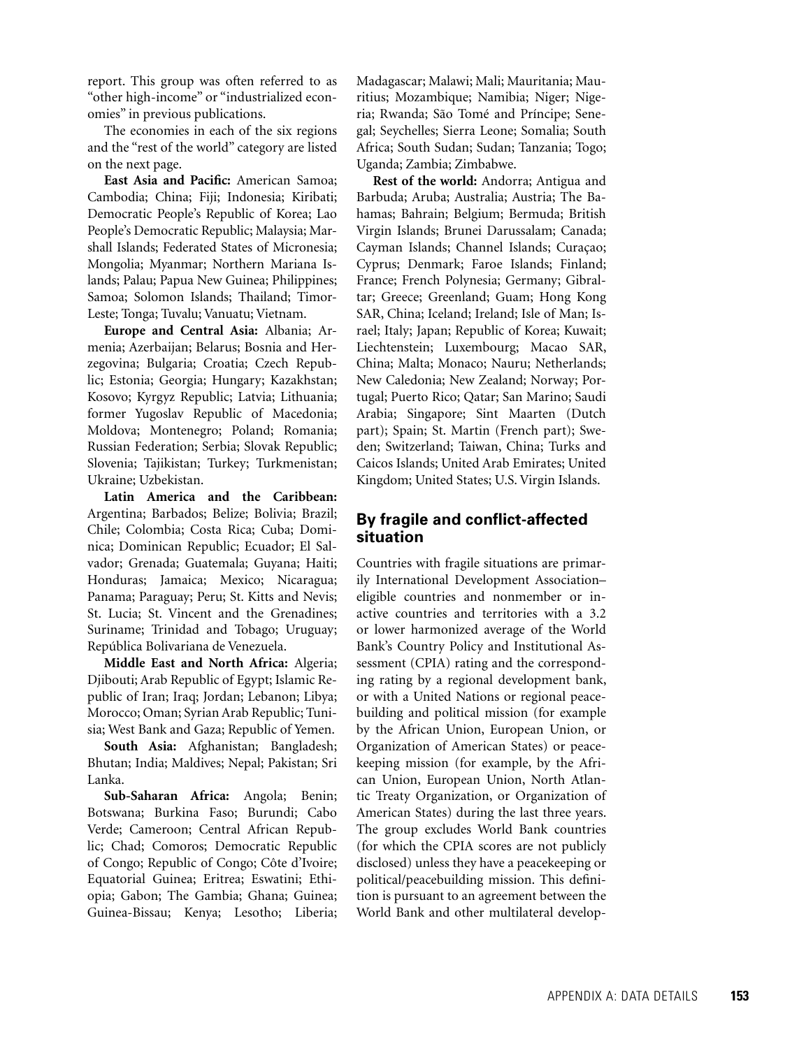report. This group was often referred to as "other high-income" or "industrialized economies" in previous publications.

The economies in each of the six regions and the "rest of the world" category are listed on the next page.

**East Asia and Pacific:** American Samoa; Cambodia; China; Fiji; Indonesia; Kiribati; Democratic People's Republic of Korea; Lao People's Democratic Republic; Malaysia; Marshall Islands; Federated States of Micronesia; Mongolia; Myanmar; Northern Mariana Islands; Palau; Papua New Guinea; Philippines; Samoa; Solomon Islands; Thailand; Timor-Leste; Tonga; Tuvalu; Vanuatu; Vietnam.

**Europe and Central Asia:** Albania; Armenia; Azerbaijan; Belarus; Bosnia and Herzegovina; Bulgaria; Croatia; Czech Republic; Estonia; Georgia; Hungary; Kazakhstan; Kosovo; Kyrgyz Republic; Latvia; Lithuania; former Yugoslav Republic of Macedonia; Moldova; Montenegro; Poland; Romania; Russian Federation; Serbia; Slovak Republic; Slovenia; Tajikistan; Turkey; Turkmenistan; Ukraine; Uzbekistan.

**Latin America and the Caribbean:** Argentina; Barbados; Belize; Bolivia; Brazil; Chile; Colombia; Costa Rica; Cuba; Dominica; Dominican Republic; Ecuador; El Salvador; Grenada; Guatemala; Guyana; Haiti; Honduras; Jamaica; Mexico; Nicaragua; Panama; Paraguay; Peru; St. Kitts and Nevis; St. Lucia; St. Vincent and the Grenadines; Suriname; Trinidad and Tobago; Uruguay; República Bolivariana de Venezuela.

**Middle East and North Africa:** Algeria; Djibouti; Arab Republic of Egypt; Islamic Republic of Iran; Iraq; Jordan; Lebanon; Libya; Morocco; Oman; Syrian Arab Republic; Tunisia; West Bank and Gaza; Republic of Yemen.

**South Asia:** Afghanistan; Bangladesh; Bhutan; India; Maldives; Nepal; Pakistan; Sri Lanka.

**Sub-Saharan Africa:** Angola; Benin; Botswana; Burkina Faso; Burundi; Cabo Verde; Cameroon; Central African Republic; Chad; Comoros; Democratic Republic of Congo; Republic of Congo; Côte d'Ivoire; Equatorial Guinea; Eritrea; Eswatini; Ethiopia; Gabon; The Gambia; Ghana; Guinea; Guinea-Bissau; Kenya; Lesotho; Liberia; Madagascar; Malawi; Mali; Mauritania; Mauritius; Mozambique; Namibia; Niger; Nigeria; Rwanda; São Tomé and Príncipe; Senegal; Seychelles; Sierra Leone; Somalia; South Africa; South Sudan; Sudan; Tanzania; Togo; Uganda; Zambia; Zimbabwe.

**Rest of the world:** Andorra; Antigua and Barbuda; Aruba; Australia; Austria; The Bahamas; Bahrain; Belgium; Bermuda; British Virgin Islands; Brunei Darussalam; Canada; Cayman Islands; Channel Islands; Curaçao; Cyprus; Denmark; Faroe Islands; Finland; France; French Polynesia; Germany; Gibraltar; Greece; Greenland; Guam; Hong Kong SAR, China; Iceland; Ireland; Isle of Man; Israel; Italy; Japan; Republic of Korea; Kuwait; Liechtenstein; Luxembourg; Macao SAR, China; Malta; Monaco; Nauru; Netherlands; New Caledonia; New Zealand; Norway; Portugal; Puerto Rico; Qatar; San Marino; Saudi Arabia; Singapore; Sint Maarten (Dutch part); Spain; St. Martin (French part); Sweden; Switzerland; Taiwan, China; Turks and Caicos Islands; United Arab Emirates; United Kingdom; United States; U.S. Virgin Islands.

## By fragile and conflict-affected situation

Countries with fragile situations are primarily International Development Association–eligible countries and nonmember or inactive countries and territories with a 3.2 or lower harmonized average of the World Bank's Country Policy and Institutional Assessment (CPIA) rating and the corresponding rating by a regional development bank, or with a United Nations or regional peacebuilding and political mission (for example by the African Union, European Union, or Organization of American States) or peacekeeping mission (for example, by the African Union, European Union, North Atlantic Treaty Organization, or Organization of American States) during the last three years. The group excludes World Bank countries (for which the CPIA scores are not publicly disclosed) unless they have a peacekeeping or political/peacebuilding mission. This definition is pursuant to an agreement between the World Bank and other multilateral develop-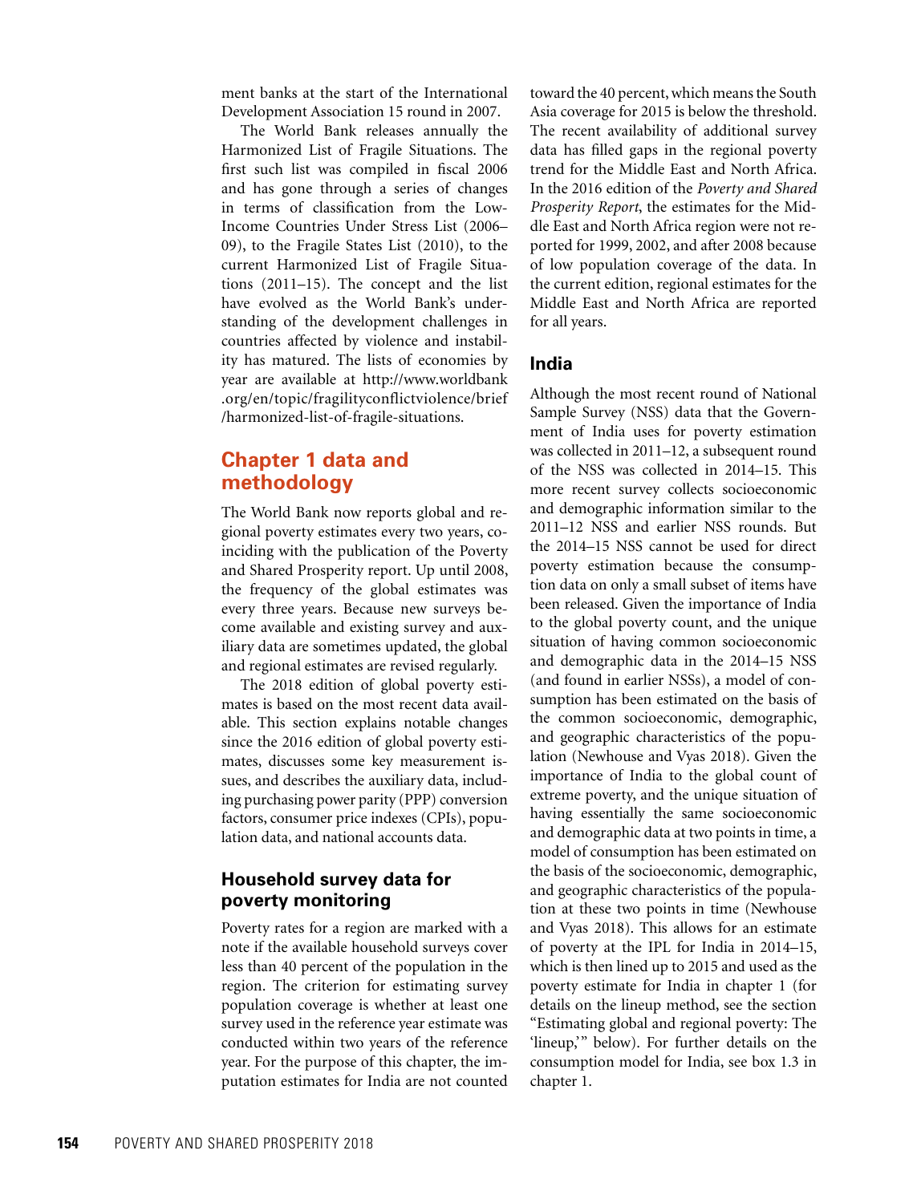ment banks at the start of the International Development Association 15 round in 2007.

The World Bank releases annually the Harmonized List of Fragile Situations. The first such list was compiled in fiscal 2006 and has gone through a series of changes in terms of classification from the Low-Income Countries Under Stress List (2006–09), to the Fragile States List (2010), to the current Harmonized List of Fragile Situations (2011–15). The concept and the list have evolved as the World Bank's understanding of the development challenges in countries affected by violence and instability has matured. The lists of economies by year are available at http://www.worldbank.org/en/topic/fragilityconflictviolence/brief/harmonized-list-of-fragile-situations.

## Chapter 1 data and methodology

The World Bank now reports global and regional poverty estimates every two years, coinciding with the publication of the Poverty and Shared Prosperity report. Up until 2008, the frequency of the global estimates was every three years. Because new surveys become available and existing survey and auxiliary data are sometimes updated, the global and regional estimates are revised regularly.

The 2018 edition of global poverty estimates is based on the most recent data available. This section explains notable changes since the 2016 edition of global poverty estimates, discusses some key measurement issues, and describes the auxiliary data, including purchasing power parity (PPP) conversion factors, consumer price indexes (CPIs), population data, and national accounts data.

### Household survey data for poverty monitoring

Poverty rates for a region are marked with a note if the available household surveys cover less than 40 percent of the population in the region. The criterion for estimating survey population coverage is whether at least one survey used in the reference year estimate was conducted within two years of the reference year. For the purpose of this chapter, the imputation estimates for India are not counted toward the 40 percent, which means the South Asia coverage for 2015 is below the threshold. The recent availability of additional survey data has filled gaps in the regional poverty trend for the Middle East and North Africa. In the 2016 edition of the *Poverty and Shared Prosperity Report*, the estimates for the Middle East and North Africa region were not reported for 1999, 2002, and after 2008 because of low population coverage of the data. In the current edition, regional estimates for the Middle East and North Africa are reported for all years.

### India

Although the most recent round of National Sample Survey (NSS) data that the Government of India uses for poverty estimation was collected in 2011–12, a subsequent round of the NSS was collected in 2014–15. This more recent survey collects socioeconomic and demographic information similar to the 2011–12 NSS and earlier NSS rounds. But the 2014–15 NSS cannot be used for direct poverty estimation because the consumption data on only a small subset of items have been released. Given the importance of India to the global poverty count, and the unique situation of having common socioeconomic and demographic data in the 2014–15 NSS (and found in earlier NSSs), a model of consumption has been estimated on the basis of the common socioeconomic, demographic, and geographic characteristics of the population (Newhouse and Vyas 2018). Given the importance of India to the global count of extreme poverty, and the unique situation of having essentially the same socioeconomic and demographic data at two points in time, a model of consumption has been estimated on the basis of the socioeconomic, demographic, and geographic characteristics of the population at these two points in time (Newhouse and Vyas 2018). This allows for an estimate of poverty at the IPL for India in 2014–15, which is then lined up to 2015 and used as the poverty estimate for India in chapter 1 (for details on the lineup method, see the section "Estimating global and regional poverty: The 'lineup,'" below). For further details on the consumption model for India, see box 1.3 in chapter 1.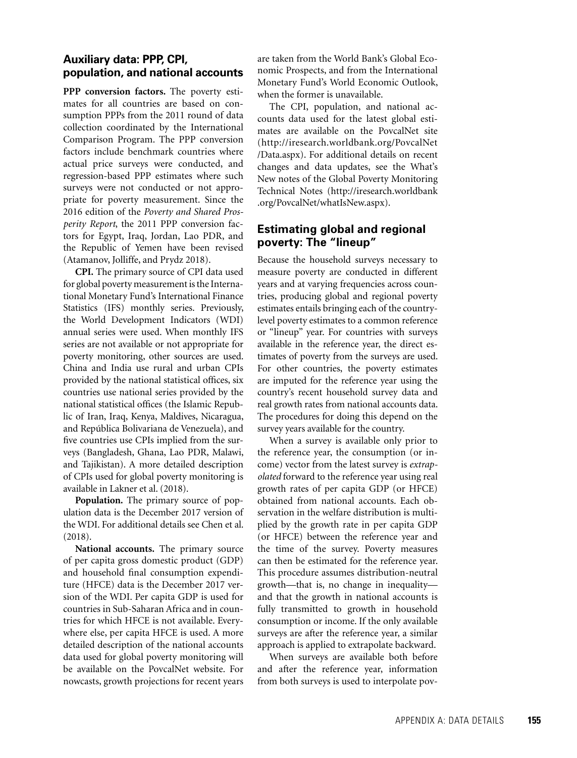## Auxiliary data: PPP, CPI, population, and national accounts

**PPP conversion factors.** The poverty estimates for all countries are based on consumption PPPs from the 2011 round of data collection coordinated by the International Comparison Program. The PPP conversion factors include benchmark countries where actual price surveys were conducted, and regression-based PPP estimates where such surveys were not conducted or not appropriate for poverty measurement. Since the 2016 edition of the *Poverty and Shared Prosperity Report*, the 2011 PPP conversion factors for Egypt, Iraq, Jordan, Lao PDR, and the Republic of Yemen have been revised (Atamanov, Jolliffe, and Prydz 2018).

**CPI.** The primary source of CPI data used for global poverty measurement is the International Monetary Fund's International Finance Statistics (IFS) monthly series. Previously, the World Development Indicators (WDI) annual series were used. When monthly IFS series are not available or not appropriate for poverty monitoring, other sources are used. China and India use rural and urban CPIs provided by the national statistical offices, six countries use national series provided by the national statistical offices (the Islamic Republic of Iran, Iraq, Kenya, Maldives, Nicaragua, and República Bolivariana de Venezuela), and five countries use CPIs implied from the surveys (Bangladesh, Ghana, Lao PDR, Malawi, and Tajikistan). A more detailed description of CPIs used for global poverty monitoring is available in Lakner et al. (2018).

**Population.** The primary source of population data is the December 2017 version of the WDI. For additional details see Chen et al. (2018).

**National accounts.** The primary source of per capita gross domestic product (GDP) and household final consumption expenditure (HFCE) data is the December 2017 version of the WDI. Per capita GDP is used for countries in Sub-Saharan Africa and in countries for which HFCE is not available. Everywhere else, per capita HFCE is used. A more detailed description of the national accounts data used for global poverty monitoring will be available on the PovcalNet website. For nowcasts, growth projections for recent years are taken from the World Bank's Global Economic Prospects, and from the International Monetary Fund's World Economic Outlook, when the former is unavailable.

The CPI, population, and national accounts data used for the latest global estimates are available on the PovcalNet site (http://iresearch.worldbank.org/PovcalNet/Data.aspx). For additional details on recent changes and data updates, see the What's New notes of the Global Poverty Monitoring Technical Notes (http://iresearch.worldbank.org/PovcalNet/whatIsNew.aspx).

## Estimating global and regional poverty: The "lineup"

Because the household surveys necessary to measure poverty are conducted in different years and at varying frequencies across countries, producing global and regional poverty estimates entails bringing each of the country-level poverty estimates to a common reference or "lineup" year. For countries with surveys available in the reference year, the direct estimates of poverty from the surveys are used. For other countries, the poverty estimates are imputed for the reference year using the country's recent household survey data and real growth rates from national accounts data. The procedures for doing this depend on the survey years available for the country.

When a survey is available only prior to the reference year, the consumption (or income) vector from the latest survey is *extrapolated* forward to the reference year using real growth rates of per capita GDP (or HFCE) obtained from national accounts. Each observation in the welfare distribution is multiplied by the growth rate in per capita GDP (or HFCE) between the reference year and the time of the survey. Poverty measures can then be estimated for the reference year. This procedure assumes distribution-neutral growth—that is, no change in inequality—and that the growth in national accounts is fully transmitted to growth in household consumption or income. If the only available surveys are after the reference year, a similar approach is applied to extrapolate backward.

When surveys are available both before and after the reference year, information from both surveys is used to interpolate pov-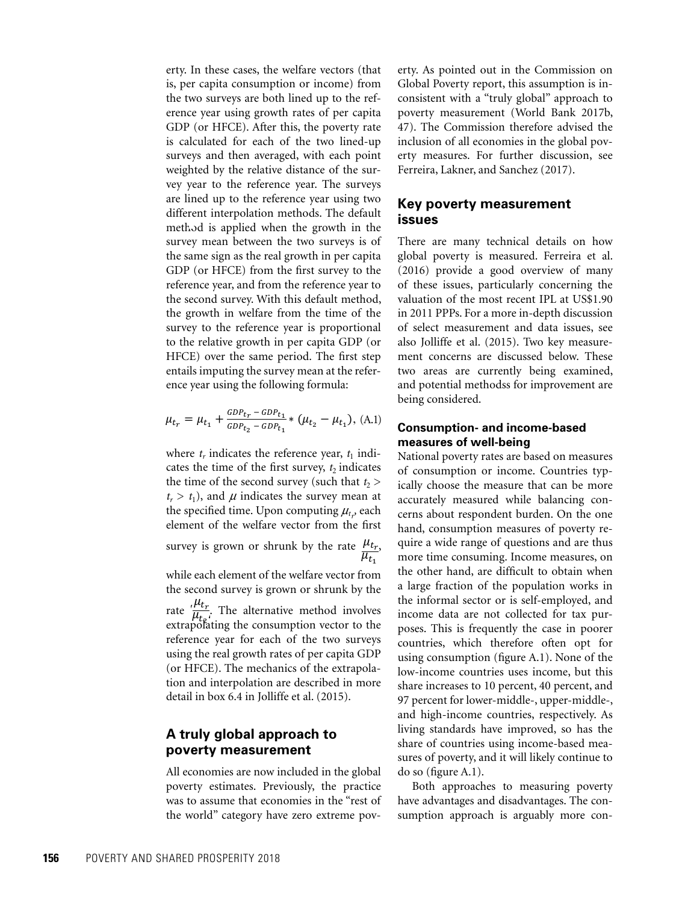erty. In these cases, the welfare vectors (that is, per capita consumption or income) from the two surveys are both lined up to the reference year using growth rates of per capita GDP (or HFCE). After this, the poverty rate is calculated for each of the two lined-up surveys and then averaged, with each point weighted by the relative distance of the survey year to the reference year. The surveys are lined up to the reference year using two different interpolation methods. The default method is applied when the growth in the survey mean between the two surveys is of the same sign as the real growth in per capita GDP (or HFCE) from the first survey to the reference year, and from the reference year to the second survey. With this default method, the growth in welfare from the time of the survey to the reference year is proportional to the relative growth in per capita GDP (or HFCE) over the same period. The first step entails imputing the survey mean at the reference year using the following formula:

$$\mu_{t_r} = \mu_{t_1} + \frac{GDP_{t_r} - GDP_{t_1}}{GDP_{t_2} - GDP_{t_1}} * (\mu_{t_2} - \mu_{t_1}), \quad \text{(A.1)}$$

where $t_r$ indicates the reference year, $t_1$ indicates the time of the first survey, $t_2$ indicates the time of the second survey (such that $t_2 > t_r > t_1$), and $\mu$ indicates the survey mean at the specified time. Upon computing $\mu_{t_r}$, each element of the welfare vector from the first survey is grown or shrunk by the rate $\frac{\mu_{t_r}}{\mu_{t_1}}$, while each element of the welfare vector from the second survey is grown or shrunk by the rate $\frac{\mu_{t_r}}{\mu_{t_2}}$. The alternative method involves extrapolating the consumption vector to the reference year for each of the two surveys using the real growth rates of per capita GDP (or HFCE). The mechanics of the extrapolation and interpolation are described in more detail in box 6.4 in Jolliffe et al. (2015).

## A truly global approach to poverty measurement

All economies are now included in the global poverty estimates. Previously, the practice was to assume that economies in the "rest of the world" category have zero extreme poverty. As pointed out in the Commission on Global Poverty report, this assumption is inconsistent with a "truly global" approach to poverty measurement (World Bank 2017b, 47). The Commission therefore advised the inclusion of all economies in the global poverty measures. For further discussion, see Ferreira, Lakner, and Sanchez (2017).

## Key poverty measurement issues

There are many technical details on how global poverty is measured. Ferreira et al. (2016) provide a good overview of many of these issues, particularly concerning the valuation of the most recent IPL at US$1.90 in 2011 PPPs. For a more in-depth discussion of select measurement and data issues, see also Jolliffe et al. (2015). Two key measurement concerns are discussed below. These two areas are currently being examined, and potential methodss for improvement are being considered.

### Consumption- and income-based measures of well-being

National poverty rates are based on measures of consumption or income. Countries typically choose the measure that can be more accurately measured while balancing concerns about respondent burden. On the one hand, consumption measures of poverty require a wide range of questions and are thus more time consuming. Income measures, on the other hand, are difficult to obtain when a large fraction of the population works in the informal sector or is self-employed, and income data are not collected for tax purposes. This is frequently the case in poorer countries, which therefore often opt for using consumption (figure A.1). None of the low-income countries uses income, but this share increases to 10 percent, 40 percent, and 97 percent for lower-middle-, upper-middle-, and high-income countries, respectively. As living standards have improved, so has the share of countries using income-based measures of poverty, and it will likely continue to do so (figure A.1).

Both approaches to measuring poverty have advantages and disadvantages. The consumption approach is arguably more con-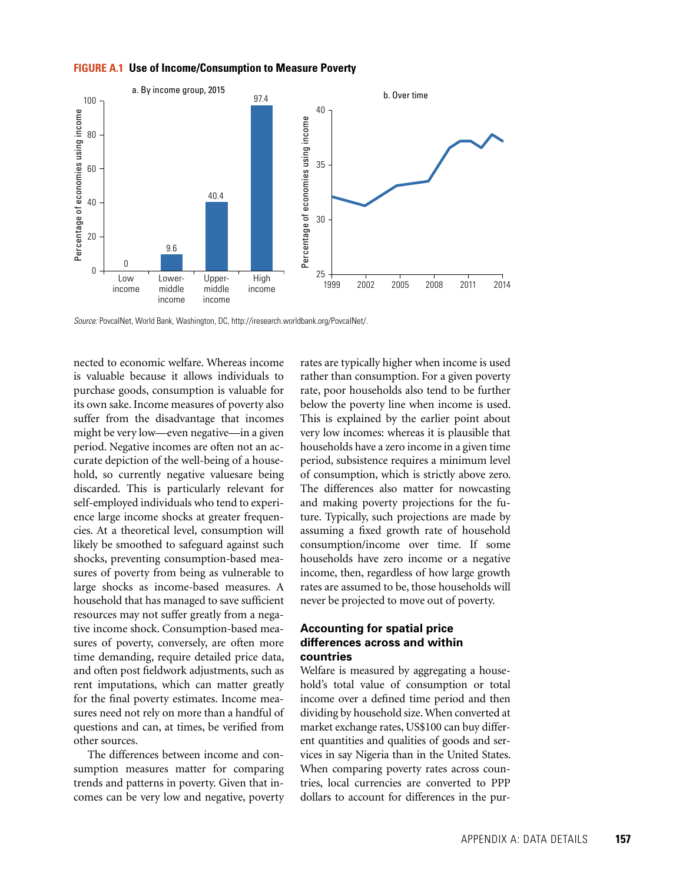**FIGURE A.1 Use of Income/Consumption to Measure Poverty**

a. By income group, 2015

| Income group | Percentage of economies using income |
|---|---|
| Low income | 0 |
| Lower-middle income | 9.6 |
| Upper-middle income | 40.4 |
| High income | 97.4 |

b. Over time

*Source:* PovcalNet, World Bank, Washington, DC, http://iresearch.worldbank.org/PovcalNet/.

nected to economic welfare. Whereas income is valuable because it allows individuals to purchase goods, consumption is valuable for its own sake. Income measures of poverty also suffer from the disadvantage that incomes might be very low—even negative—in a given period. Negative incomes are often not an accurate depiction of the well-being of a household, so currently negative valuesare being discarded. This is particularly relevant for self-employed individuals who tend to experience large income shocks at greater frequencies. At a theoretical level, consumption will likely be smoothed to safeguard against such shocks, preventing consumption-based measures of poverty from being as vulnerable to large shocks as income-based measures. A household that has managed to save sufficient resources may not suffer greatly from a negative income shock. Consumption-based measures of poverty, conversely, are often more time demanding, require detailed price data, and often post fieldwork adjustments, such as rent imputations, which can matter greatly for the final poverty estimates. Income measures need not rely on more than a handful of questions and can, at times, be verified from other sources.

The differences between income and consumption measures matter for comparing trends and patterns in poverty. Given that incomes can be very low and negative, poverty rates are typically higher when income is used rather than consumption. For a given poverty rate, poor households also tend to be further below the poverty line when income is used. This is explained by the earlier point about very low incomes: whereas it is plausible that households have a zero income in a given time period, subsistence requires a minimum level of consumption, which is strictly above zero. The differences also matter for nowcasting and making poverty projections for the future. Typically, such projections are made by assuming a fixed growth rate of household consumption/income over time. If some households have zero income or a negative income, then, regardless of how large growth rates are assumed to be, those households will never be projected to move out of poverty.

### Accounting for spatial price differences across and within countries

Welfare is measured by aggregating a household's total value of consumption or total income over a defined time period and then dividing by household size. When converted at market exchange rates, US$100 can buy different quantities and qualities of goods and services in say Nigeria than in the United States. When comparing poverty rates across countries, local currencies are converted to PPP dollars to account for differences in the pur-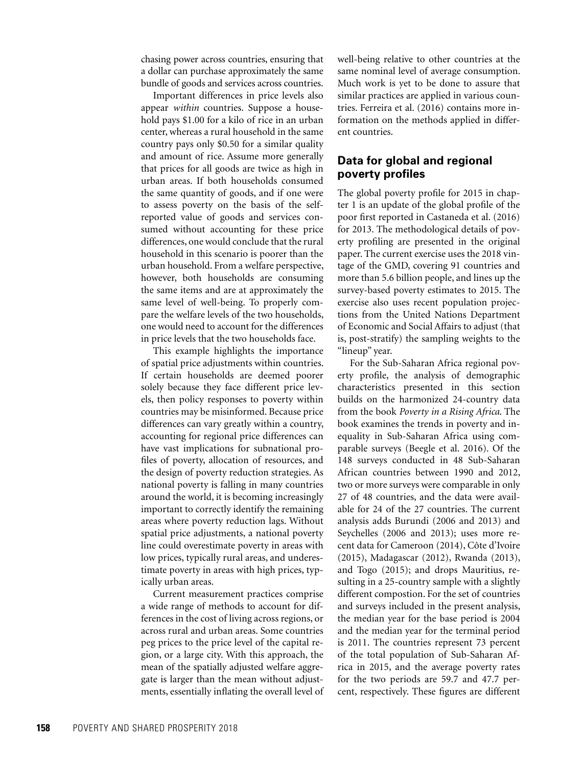chasing power across countries, ensuring that a dollar can purchase approximately the same bundle of goods and services across countries.

Important differences in price levels also appear *within* countries. Suppose a household pays $1.00 for a kilo of rice in an urban center, whereas a rural household in the same country pays only $0.50 for a similar quality and amount of rice. Assume more generally that prices for all goods are twice as high in urban areas. If both households consumed the same quantity of goods, and if one were to assess poverty on the basis of the self-reported value of goods and services consumed without accounting for these price differences, one would conclude that the rural household in this scenario is poorer than the urban household. From a welfare perspective, however, both households are consuming the same items and are at approximately the same level of well-being. To properly compare the welfare levels of the two households, one would need to account for the differences in price levels that the two households face.

This example highlights the importance of spatial price adjustments within countries. If certain households are deemed poorer solely because they face different price levels, then policy responses to poverty within countries may be misinformed. Because price differences can vary greatly within a country, accounting for regional price differences can have vast implications for subnational profiles of poverty, allocation of resources, and the design of poverty reduction strategies. As national poverty is falling in many countries around the world, it is becoming increasingly important to correctly identify the remaining areas where poverty reduction lags. Without spatial price adjustments, a national poverty line could overestimate poverty in areas with low prices, typically rural areas, and underestimate poverty in areas with high prices, typically urban areas.

Current measurement practices comprise a wide range of methods to account for differences in the cost of living across regions, or across rural and urban areas. Some countries peg prices to the price level of the capital region, or a large city. With this approach, the mean of the spatially adjusted welfare aggregate is larger than the mean without adjustments, essentially inflating the overall level of well-being relative to other countries at the same nominal level of average consumption. Much work is yet to be done to assure that similar practices are applied in various countries. Ferreira et al. (2016) contains more information on the methods applied in different countries.

## Data for global and regional poverty profiles

The global poverty profile for 2015 in chapter 1 is an update of the global profile of the poor first reported in Castaneda et al. (2016) for 2013. The methodological details of poverty profiling are presented in the original paper. The current exercise uses the 2018 vintage of the GMD, covering 91 countries and more than 5.6 billion people, and lines up the survey-based poverty estimates to 2015. The exercise also uses recent population projections from the United Nations Department of Economic and Social Affairs to adjust (that is, post-stratify) the sampling weights to the "lineup" year.

For the Sub-Saharan Africa regional poverty profile, the analysis of demographic characteristics presented in this section builds on the harmonized 24-country data from the book *Poverty in a Rising Africa*. The book examines the trends in poverty and inequality in Sub-Saharan Africa using comparable surveys (Beegle et al. 2016). Of the 148 surveys conducted in 48 Sub-Saharan African countries between 1990 and 2012, two or more surveys were comparable in only 27 of 48 countries, and the data were available for 24 of the 27 countries. The current analysis adds Burundi (2006 and 2013) and Seychelles (2006 and 2013); uses more recent data for Cameroon (2014), Côte d'Ivoire (2015), Madagascar (2012), Rwanda (2013), and Togo (2015); and drops Mauritius, resulting in a 25-country sample with a slightly different compostion. For the set of countries and surveys included in the present analysis, the median year for the base period is 2004 and the median year for the terminal period is 2011. The countries represent 73 percent of the total population of Sub-Saharan Africa in 2015, and the average poverty rates for the two periods are 59.7 and 47.7 percent, respectively. These figures are different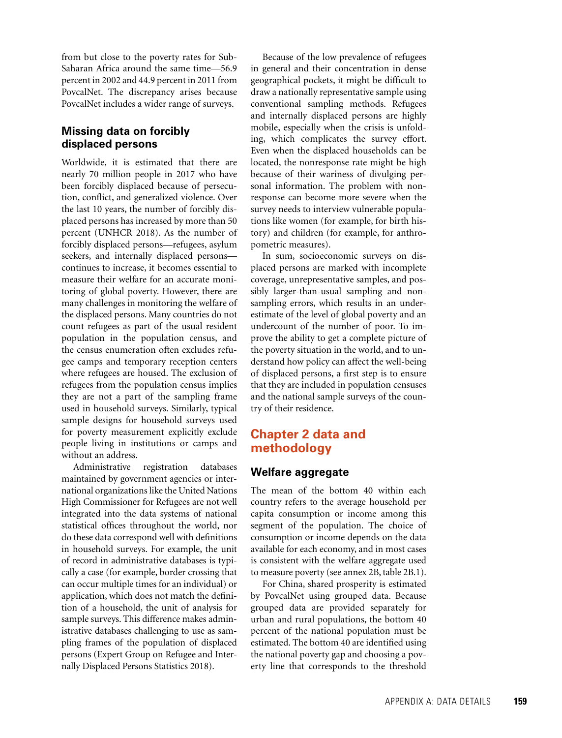from but close to the poverty rates for Sub-Saharan Africa around the same time—56.9 percent in 2002 and 44.9 percent in 2011 from PovcalNet. The discrepancy arises because PovcalNet includes a wider range of surveys.

### Missing data on forcibly displaced persons

Worldwide, it is estimated that there are nearly 70 million people in 2017 who have been forcibly displaced because of persecution, conflict, and generalized violence. Over the last 10 years, the number of forcibly displaced persons has increased by more than 50 percent (UNHCR 2018). As the number of forcibly displaced persons—refugees, asylum seekers, and internally displaced persons—continues to increase, it becomes essential to measure their welfare for an accurate monitoring of global poverty. However, there are many challenges in monitoring the welfare of the displaced persons. Many countries do not count refugees as part of the usual resident population in the population census, and the census enumeration often excludes refugee camps and temporary reception centers where refugees are housed. The exclusion of refugees from the population census implies they are not a part of the sampling frame used in household surveys. Similarly, typical sample designs for household surveys used for poverty measurement explicitly exclude people living in institutions or camps and without an address.

Administrative registration databases maintained by government agencies or international organizations like the United Nations High Commissioner for Refugees are not well integrated into the data systems of national statistical offices throughout the world, nor do these data correspond well with definitions in household surveys. For example, the unit of record in administrative databases is typically a case (for example, border crossing that can occur multiple times for an individual) or application, which does not match the definition of a household, the unit of analysis for sample surveys. This difference makes administrative databases challenging to use as sampling frames of the population of displaced persons (Expert Group on Refugee and Internally Displaced Persons Statistics 2018).

Because of the low prevalence of refugees in general and their concentration in dense geographical pockets, it might be difficult to draw a nationally representative sample using conventional sampling methods. Refugees and internally displaced persons are highly mobile, especially when the crisis is unfolding, which complicates the survey effort. Even when the displaced households can be located, the nonresponse rate might be high because of their wariness of divulging personal information. The problem with nonresponse can become more severe when the survey needs to interview vulnerable populations like women (for example, for birth history) and children (for example, for anthropometric measures).

In sum, socioeconomic surveys on displaced persons are marked with incomplete coverage, unrepresentative samples, and possibly larger-than-usual sampling and nonsampling errors, which results in an underestimate of the level of global poverty and an undercount of the number of poor. To improve the ability to get a complete picture of the poverty situation in the world, and to understand how policy can affect the well-being of displaced persons, a first step is to ensure that they are included in population censuses and the national sample surveys of the country of their residence.

## Chapter 2 data and methodology

### Welfare aggregate

The mean of the bottom 40 within each country refers to the average household per capita consumption or income among this segment of the population. The choice of consumption or income depends on the data available for each economy, and in most cases is consistent with the welfare aggregate used to measure poverty (see annex 2B, table 2B.1).

For China, shared prosperity is estimated by PovcalNet using grouped data. Because grouped data are provided separately for urban and rural populations, the bottom 40 percent of the national population must be estimated. The bottom 40 are identified using the national poverty gap and choosing a poverty line that corresponds to the threshold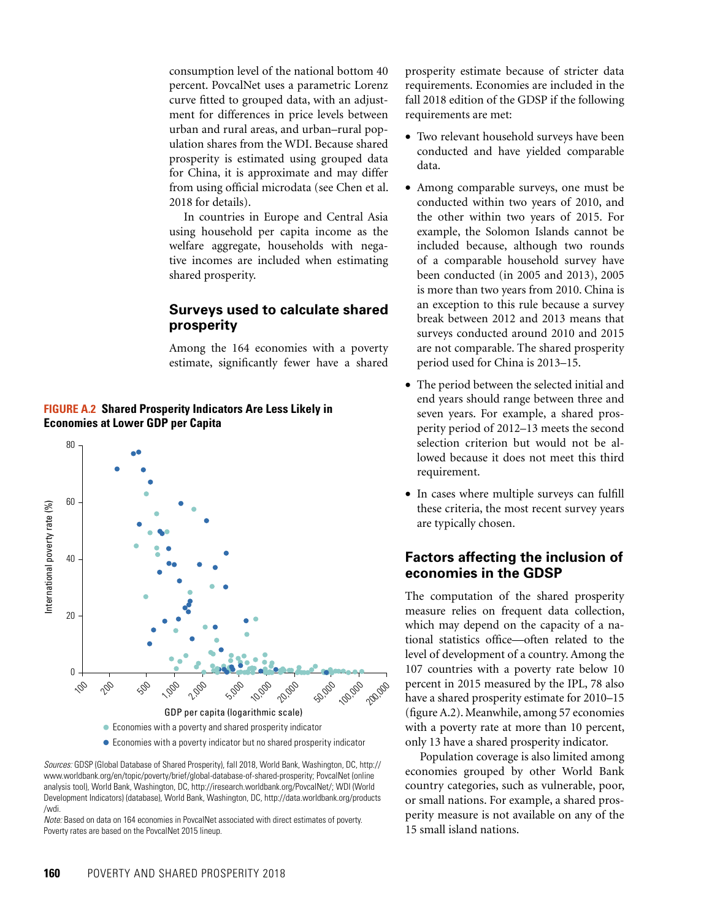consumption level of the national bottom 40 percent. PovcalNet uses a parametric Lorenz curve fitted to grouped data, with an adjustment for differences in price levels between urban and rural areas, and urban–rural population shares from the WDI. Because shared prosperity is estimated using grouped data for China, it is approximate and may differ from using official microdata (see Chen et al. 2018 for details).

In countries in Europe and Central Asia using household per capita income as the welfare aggregate, households with negative incomes are included when estimating shared prosperity.

## Surveys used to calculate shared prosperity

Among the 164 economies with a poverty estimate, significantly fewer have a shared prosperity estimate because of stricter data requirements. Economies are included in the fall 2018 edition of the GDSP if the following requirements are met:

- Two relevant household surveys have been conducted and have yielded comparable data.
- Among comparable surveys, one must be conducted within two years of 2010, and the other within two years of 2015. For example, the Solomon Islands cannot be included because, although two rounds of a comparable household survey have been conducted (in 2005 and 2013), 2005 is more than two years from 2010. China is an exception to this rule because a survey break between 2012 and 2013 means that surveys conducted around 2010 and 2015 are not comparable. The shared prosperity period used for China is 2013–15.
- The period between the selected initial and end years should range between three and seven years. For example, a shared prosperity period of 2012–13 meets the second selection criterion but would not be allowed because it does not meet this third requirement.
- In cases where multiple surveys can fulfill these criteria, the most recent survey years are typically chosen.

**FIGURE A.2 Shared Prosperity Indicators Are Less Likely in Economies at Lower GDP per Capita**

*Sources:* GDSP (Global Database of Shared Prosperity), fall 2018, World Bank, Washington, DC, http://www.worldbank.org/en/topic/poverty/brief/global-database-of-shared-prosperity; PovcalNet (online analysis tool), World Bank, Washington, DC, http://iresearch.worldbank.org/PovcalNet/; WDI (World Development Indicators) (database), World Bank, Washington, DC, http://data.worldbank.org/products/wdi.

*Note:* Based on data on 164 economies in PovcalNet associated with direct estimates of poverty. Poverty rates are based on the PovcalNet 2015 lineup.

## Factors affecting the inclusion of economies in the GDSP

The computation of the shared prosperity measure relies on frequent data collection, which may depend on the capacity of a national statistics office—often related to the level of development of a country. Among the 107 countries with a poverty rate below 10 percent in 2015 measured by the IPL, 78 also have a shared prosperity estimate for 2010–15 (figure A.2). Meanwhile, among 57 economies with a poverty rate at more than 10 percent, only 13 have a shared prosperity indicator.

Population coverage is also limited among economies grouped by other World Bank country categories, such as vulnerable, poor, or small nations. For example, a shared prosperity measure is not available on any of the 15 small island nations.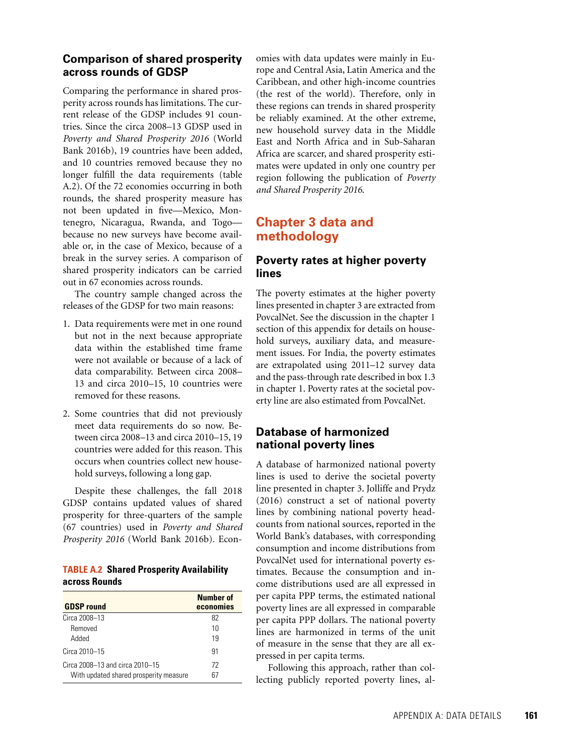### Comparison of shared prosperity across rounds of GDSP

Comparing the performance in shared prosperity across rounds has limitations. The current release of the GDSP includes 91 countries. Since the circa 2008–13 GDSP used in *Poverty and Shared Prosperity 2016* (World Bank 2016b), 19 countries have been added, and 10 countries removed because they no longer fulfill the data requirements (table A.2). Of the 72 economies occurring in both rounds, the shared prosperity measure has not been updated in five—Mexico, Montenegro, Nicaragua, Rwanda, and Togo—because no new surveys have become available or, in the case of Mexico, because of a break in the survey series. A comparison of shared prosperity indicators can be carried out in 67 economies across rounds.

The country sample changed across the releases of the GDSP for two main reasons:

1. Data requirements were met in one round but not in the next because appropriate data within the established time frame were not available or because of a lack of data comparability. Between circa 2008–13 and circa 2010–15, 10 countries were removed for these reasons.
2. Some countries that did not previously meet data requirements do so now. Between circa 2008–13 and circa 2010–15, 19 countries were added for this reason. This occurs when countries collect new household surveys, following a long gap.

Despite these challenges, the fall 2018 GDSP contains updated values of shared prosperity for three-quarters of the sample (67 countries) used in *Poverty and Shared Prosperity 2016* (World Bank 2016b). Economies with data updates were mainly in Europe and Central Asia, Latin America and the Caribbean, and other high-income countries (the rest of the world). Therefore, only in these regions can trends in shared prosperity be reliably examined. At the other extreme, household survey data in the Middle East and North Africa and in Sub-Saharan Africa are scarcer, and shared prosperity estimates were updated in only one country per region following the publication of *Poverty and Shared Prosperity 2016.*

**TABLE A.2 Shared Prosperity Availability across Rounds**

| GDSP round | Number of economies |
|---|---|
| Circa 2008–13 | 82 |
| Removed | 10 |
| Added | 19 |
| Circa 2010–15 | 91 |
| Circa 2008–13 and circa 2010–15 | 72 |
| With updated shared prosperity measure | 67 |

## Chapter 3 data and methodology

### Poverty rates at higher poverty lines

The poverty estimates at the higher poverty lines presented in chapter 3 are extracted from PovcalNet. See the discussion in the chapter 1 section of this appendix for details on household surveys, auxiliary data, and measurement issues. For India, the poverty estimates are extrapolated using 2011–12 survey data and the pass-through rate described in box 1.3 in chapter 1. Poverty rates at the societal poverty line are also estimated from PovcalNet.

### Database of harmonized national poverty lines

A database of harmonized national poverty lines is used to derive the societal poverty line presented in chapter 3. Jolliffe and Prydz (2016) construct a set of national poverty lines by combining national poverty headcounts from national sources, reported in the World Bank's databases, with corresponding consumption and income distributions from PovcalNet used for international poverty estimates. Because the consumption and income distributions used are all expressed in per capita PPP terms, the estimated national poverty lines are all expressed in comparable per capita PPP dollars. The national poverty lines are harmonized in terms of the unit of measure in the sense that they are all expressed in per capita terms.

Following this approach, rather than collecting publicly reported poverty lines, al-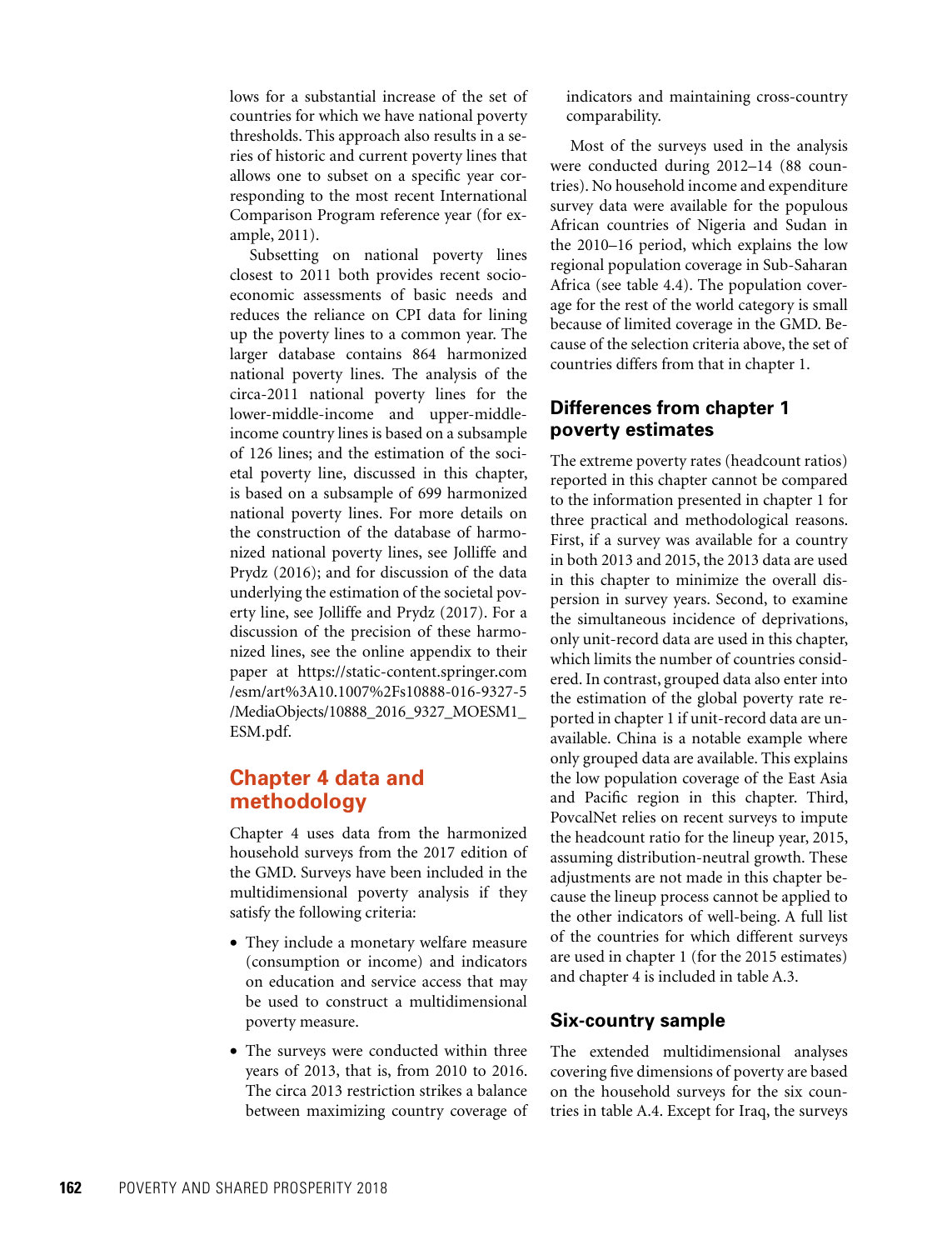lows for a substantial increase of the set of countries for which we have national poverty thresholds. This approach also results in a series of historic and current poverty lines that allows one to subset on a specific year corresponding to the most recent International Comparison Program reference year (for example, 2011).

Subsetting on national poverty lines closest to 2011 both provides recent socioeconomic assessments of basic needs and reduces the reliance on CPI data for lining up the poverty lines to a common year. The larger database contains 864 harmonized national poverty lines. The analysis of the circa-2011 national poverty lines for the lower-middle-income and upper-middle-income country lines is based on a subsample of 126 lines; and the estimation of the societal poverty line, discussed in this chapter, is based on a subsample of 699 harmonized national poverty lines. For more details on the construction of the database of harmonized national poverty lines, see Jolliffe and Prydz (2016); and for discussion of the data underlying the estimation of the societal poverty line, see Jolliffe and Prydz (2017). For a discussion of the precision of these harmonized lines, see the online appendix to their paper at https://static-content.springer.com/esm/art%3A10.1007%2Fs10888-016-9327-5/MediaObjects/10888_2016_9327_MOESM1_ESM.pdf.

## Chapter 4 data and methodology

Chapter 4 uses data from the harmonized household surveys from the 2017 edition of the GMD. Surveys have been included in the multidimensional poverty analysis if they satisfy the following criteria:

- They include a monetary welfare measure (consumption or income) and indicators on education and service access that may be used to construct a multidimensional poverty measure.
- The surveys were conducted within three years of 2013, that is, from 2010 to 2016. The circa 2013 restriction strikes a balance between maximizing country coverage of indicators and maintaining cross-country comparability.

Most of the surveys used in the analysis were conducted during 2012–14 (88 countries). No household income and expenditure survey data were available for the populous African countries of Nigeria and Sudan in the 2010–16 period, which explains the low regional population coverage in Sub-Saharan Africa (see table 4.4). The population coverage for the rest of the world category is small because of limited coverage in the GMD. Because of the selection criteria above, the set of countries differs from that in chapter 1.

### Differences from chapter 1 poverty estimates

The extreme poverty rates (headcount ratios) reported in this chapter cannot be compared to the information presented in chapter 1 for three practical and methodological reasons. First, if a survey was available for a country in both 2013 and 2015, the 2013 data are used in this chapter to minimize the overall dispersion in survey years. Second, to examine the simultaneous incidence of deprivations, only unit-record data are used in this chapter, which limits the number of countries considered. In contrast, grouped data also enter into the estimation of the global poverty rate reported in chapter 1 if unit-record data are unavailable. China is a notable example where only grouped data are available. This explains the low population coverage of the East Asia and Pacific region in this chapter. Third, PovcalNet relies on recent surveys to impute the headcount ratio for the lineup year, 2015, assuming distribution-neutral growth. These adjustments are not made in this chapter because the lineup process cannot be applied to the other indicators of well-being. A full list of the countries for which different surveys are used in chapter 1 (for the 2015 estimates) and chapter 4 is included in table A.3.

### Six-country sample

The extended multidimensional analyses covering five dimensions of poverty are based on the household surveys for the six countries in table A.4. Except for Iraq, the surveys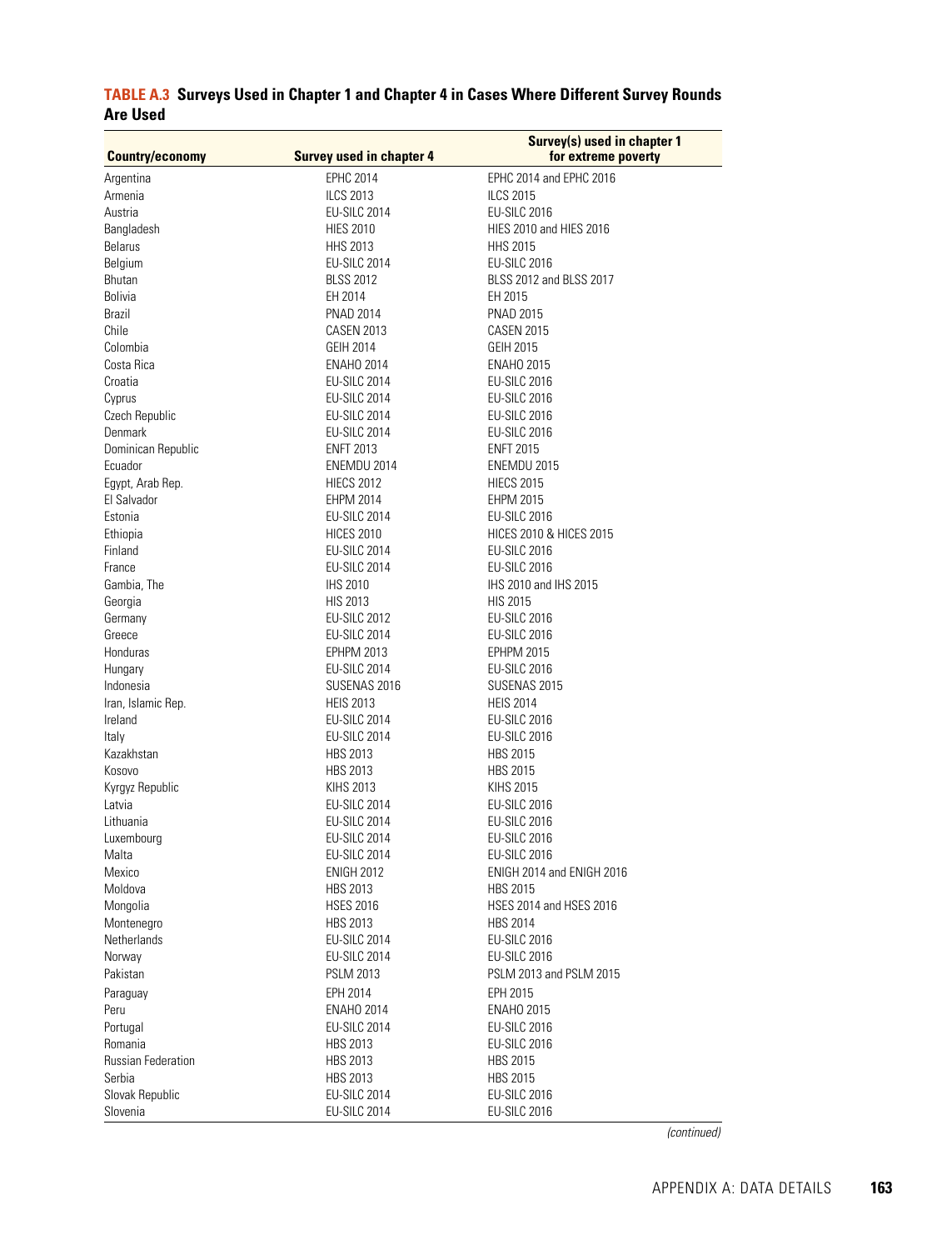**TABLE A.3 Surveys Used in Chapter 1 and Chapter 4 in Cases Where Different Survey Rounds Are Used**

| Country/economy | Survey used in chapter 4 | Survey(s) used in chapter 1 for extreme poverty |
|---|---|---|
| Argentina | EPHC 2014 | EPHC 2014 and EPHC 2016 |
| Armenia | ILCS 2013 | ILCS 2015 |
| Austria | EU-SILC 2014 | EU-SILC 2016 |
| Bangladesh | HIES 2010 | HIES 2010 and HIES 2016 |
| Belarus | HHS 2013 | HHS 2015 |
| Belgium | EU-SILC 2014 | EU-SILC 2016 |
| Bhutan | BLSS 2012 | BLSS 2012 and BLSS 2017 |
| Bolivia | EH 2014 | EH 2015 |
| Brazil | PNAD 2014 | PNAD 2015 |
| Chile | CASEN 2013 | CASEN 2015 |
| Colombia | GEIH 2014 | GEIH 2015 |
| Costa Rica | ENAHO 2014 | ENAHO 2015 |
| Croatia | EU-SILC 2014 | EU-SILC 2016 |
| Cyprus | EU-SILC 2014 | EU-SILC 2016 |
| Czech Republic | EU-SILC 2014 | EU-SILC 2016 |
| Denmark | EU-SILC 2014 | EU-SILC 2016 |
| Dominican Republic | ENFT 2013 | ENFT 2015 |
| Ecuador | ENEMDU 2014 | ENEMDU 2015 |
| Egypt, Arab Rep. | HIECS 2012 | HIECS 2015 |
| El Salvador | EHPM 2014 | EHPM 2015 |
| Estonia | EU-SILC 2014 | EU-SILC 2016 |
| Ethiopia | HICES 2010 | HICES 2010 & HICES 2015 |
| Finland | EU-SILC 2014 | EU-SILC 2016 |
| France | EU-SILC 2014 | EU-SILC 2016 |
| Gambia, The | IHS 2010 | IHS 2010 and IHS 2015 |
| Georgia | HIS 2013 | HIS 2015 |
| Germany | EU-SILC 2012 | EU-SILC 2016 |
| Greece | EU-SILC 2014 | EU-SILC 2016 |
| Honduras | EPHPM 2013 | EPHPM 2015 |
| Hungary | EU-SILC 2014 | EU-SILC 2016 |
| Indonesia | SUSENAS 2016 | SUSENAS 2015 |
| Iran, Islamic Rep. | HEIS 2013 | HEIS 2014 |
| Ireland | EU-SILC 2014 | EU-SILC 2016 |
| Italy | EU-SILC 2014 | EU-SILC 2016 |
| Kazakhstan | HBS 2013 | HBS 2015 |
| Kosovo | HBS 2013 | HBS 2015 |
| Kyrgyz Republic | KIHS 2013 | KIHS 2015 |
| Latvia | EU-SILC 2014 | EU-SILC 2016 |
| Lithuania | EU-SILC 2014 | EU-SILC 2016 |
| Luxembourg | EU-SILC 2014 | EU-SILC 2016 |
| Malta | EU-SILC 2014 | EU-SILC 2016 |
| Mexico | ENIGH 2012 | ENIGH 2014 and ENIGH 2016 |
| Moldova | HBS 2013 | HBS 2015 |
| Mongolia | HSES 2016 | HSES 2014 and HSES 2016 |
| Montenegro | HBS 2013 | HBS 2014 |
| Netherlands | EU-SILC 2014 | EU-SILC 2016 |
| Norway | EU-SILC 2014 | EU-SILC 2016 |
| Pakistan | PSLM 2013 | PSLM 2013 and PSLM 2015 |
| Paraguay | EPH 2014 | EPH 2015 |
| Peru | ENAHO 2014 | ENAHO 2015 |
| Portugal | EU-SILC 2014 | EU-SILC 2016 |
| Romania | HBS 2013 | EU-SILC 2016 |
| Russian Federation | HBS 2013 | HBS 2015 |
| Serbia | HBS 2013 | HBS 2015 |
| Slovak Republic | EU-SILC 2014 | EU-SILC 2016 |
| Slovenia | EU-SILC 2014 | EU-SILC 2016 |

*(continued)*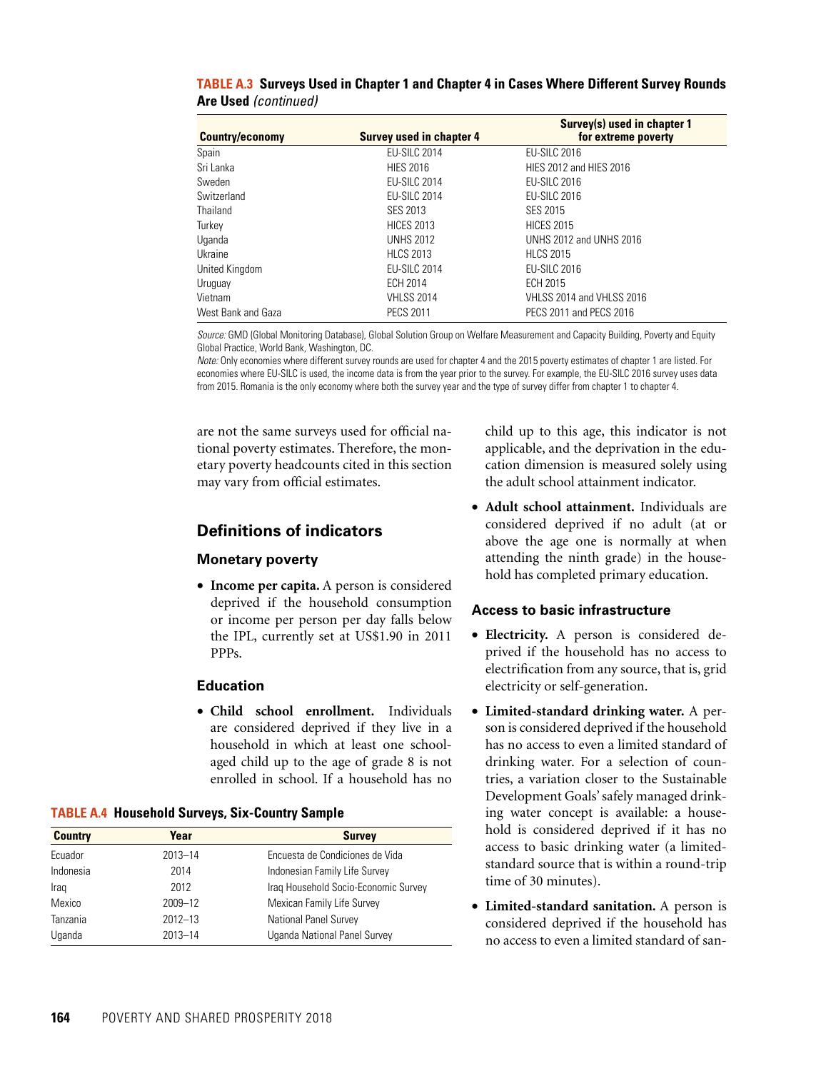**TABLE A.3 Surveys Used in Chapter 1 and Chapter 4 in Cases Where Different Survey Rounds Are Used** *(continued)*

| Country/economy | Survey used in chapter 4 | Survey(s) used in chapter 1 for extreme poverty |
|---|---|---|
| Spain | EU-SILC 2014 | EU-SILC 2016 |
| Sri Lanka | HIES 2016 | HIES 2012 and HIES 2016 |
| Sweden | EU-SILC 2014 | EU-SILC 2016 |
| Switzerland | EU-SILC 2014 | EU-SILC 2016 |
| Thailand | SES 2013 | SES 2015 |
| Turkey | HICES 2013 | HICES 2015 |
| Uganda | UNHS 2012 | UNHS 2012 and UNHS 2016 |
| Ukraine | HLCS 2013 | HLCS 2015 |
| United Kingdom | EU-SILC 2014 | EU-SILC 2016 |
| Uruguay | ECH 2014 | ECH 2015 |
| Vietnam | VHLSS 2014 | VHLSS 2014 and VHLSS 2016 |
| West Bank and Gaza | PECS 2011 | PECS 2011 and PECS 2016 |

*Source:* GMD (Global Monitoring Database), Global Solution Group on Welfare Measurement and Capacity Building, Poverty and Equity Global Practice, World Bank, Washington, DC.

*Note:* Only economies where different survey rounds are used for chapter 4 and the 2015 poverty estimates of chapter 1 are listed. For economies where EU-SILC is used, the income data is from the year prior to the survey. For example, the EU-SILC 2016 survey uses data from 2015. Romania is the only economy where both the survey year and the type of survey differ from chapter 1 to chapter 4.

are not the same surveys used for official national poverty estimates. Therefore, the monetary poverty headcounts cited in this section may vary from official estimates.

## Definitions of indicators

### Monetary poverty

- **Income per capita.** A person is considered deprived if the household consumption or income per person per day falls below the IPL, currently set at US$1.90 in 2011 PPPs.

### Education

- **Child school enrollment.** Individuals are considered deprived if they live in a household in which at least one school-aged child up to the age of grade 8 is not enrolled in school. If a household has no child up to this age, this indicator is not applicable, and the deprivation in the education dimension is measured solely using the adult school attainment indicator.
- **Adult school attainment.** Individuals are considered deprived if no adult (at or above the age one is normally at when attending the ninth grade) in the household has completed primary education.

**TABLE A.4 Household Surveys, Six-Country Sample**

| Country | Year | Survey |
|---|---|---|
| Ecuador | 2013–14 | Encuesta de Condiciones de Vida |
| Indonesia | 2014 | Indonesian Family Life Survey |
| Iraq | 2012 | Iraq Household Socio-Economic Survey |
| Mexico | 2009–12 | Mexican Family Life Survey |
| Tanzania | 2012–13 | National Panel Survey |
| Uganda | 2013–14 | Uganda National Panel Survey |

### Access to basic infrastructure

- **Electricity.** A person is considered deprived if the household has no access to electrification from any source, that is, grid electricity or self-generation.
- **Limited-standard drinking water.** A person is considered deprived if the household has no access to even a limited standard of drinking water. For a selection of countries, a variation closer to the Sustainable Development Goals' safely managed drinking water concept is available: a household is considered deprived if it has no access to basic drinking water (a limited-standard source that is within a round-trip time of 30 minutes).
- **Limited-standard sanitation.** A person is considered deprived if the household has no access to even a limited standard of san-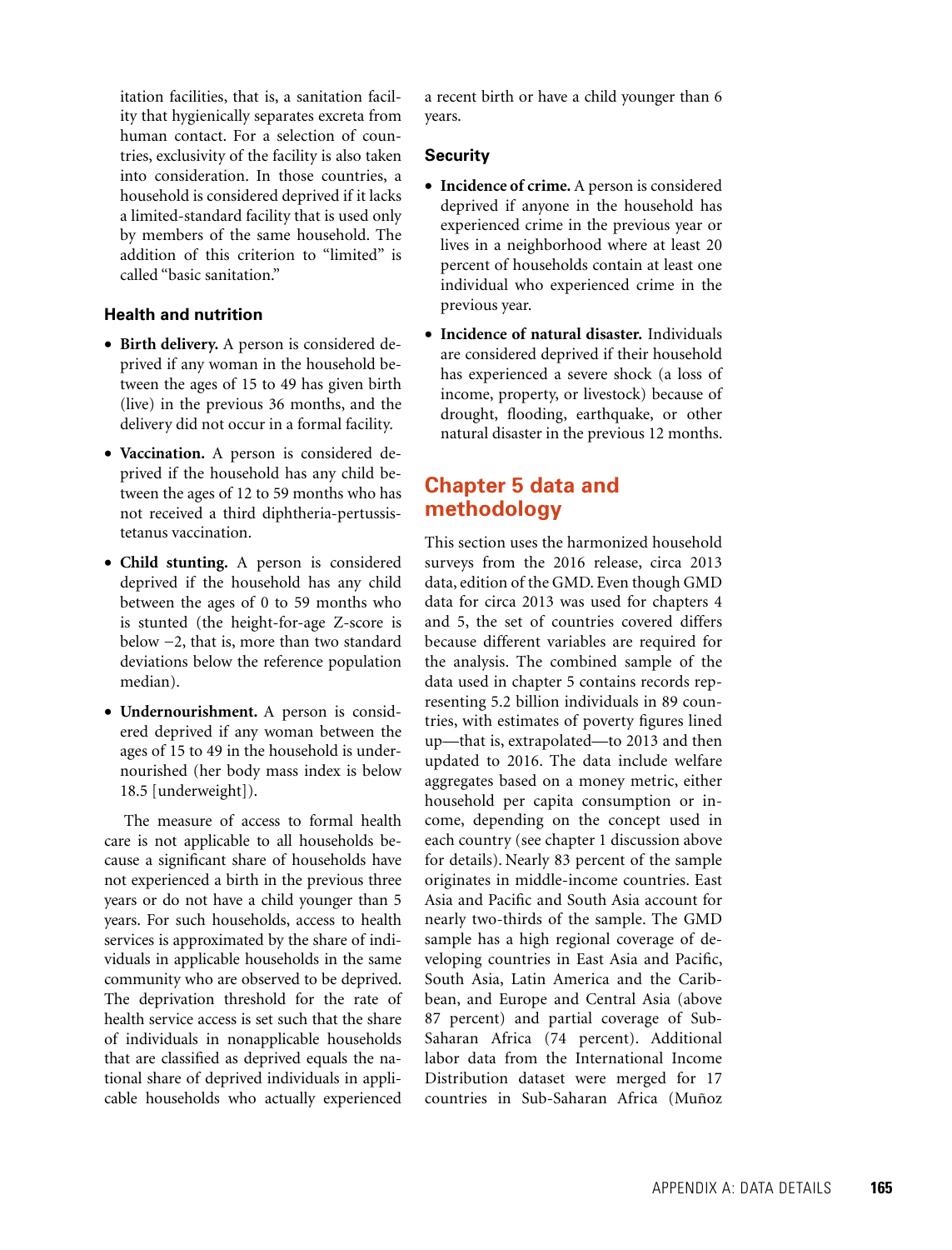itation facilities, that is, a sanitation facility that hygienically separates excreta from human contact. For a selection of countries, exclusivity of the facility is also taken into consideration. In those countries, a household is considered deprived if it lacks a limited-standard facility that is used only by members of the same household. The addition of this criterion to "limited" is called "basic sanitation."

### Health and nutrition

- **Birth delivery.** A person is considered deprived if any woman in the household between the ages of 15 to 49 has given birth (live) in the previous 36 months, and the delivery did not occur in a formal facility.
- **Vaccination.** A person is considered deprived if the household has any child between the ages of 12 to 59 months who has not received a third diphtheria-pertussis-tetanus vaccination.
- **Child stunting.** A person is considered deprived if the household has any child between the ages of 0 to 59 months who is stunted (the height-for-age Z-score is below −2, that is, more than two standard deviations below the reference population median).
- **Undernourishment.** A person is considered deprived if any woman between the ages of 15 to 49 in the household is undernourished (her body mass index is below 18.5 [underweight]).

The measure of access to formal health care is not applicable to all households because a significant share of households have not experienced a birth in the previous three years or do not have a child younger than 5 years. For such households, access to health services is approximated by the share of individuals in applicable households in the same community who are observed to be deprived. The deprivation threshold for the rate of health service access is set such that the share of individuals in nonapplicable households that are classified as deprived equals the national share of deprived individuals in applicable households who actually experienced a recent birth or have a child younger than 6 years.

### Security

- **Incidence of crime.** A person is considered deprived if anyone in the household has experienced crime in the previous year or lives in a neighborhood where at least 20 percent of households contain at least one individual who experienced crime in the previous year.
- **Incidence of natural disaster.** Individuals are considered deprived if their household has experienced a severe shock (a loss of income, property, or livestock) because of drought, flooding, earthquake, or other natural disaster in the previous 12 months.

## Chapter 5 data and methodology

This section uses the harmonized household surveys from the 2016 release, circa 2013 data, edition of the GMD. Even though GMD data for circa 2013 was used for chapters 4 and 5, the set of countries covered differs because different variables are required for the analysis. The combined sample of the data used in chapter 5 contains records representing 5.2 billion individuals in 89 countries, with estimates of poverty figures lined up—that is, extrapolated—to 2013 and then updated to 2016. The data include welfare aggregates based on a money metric, either household per capita consumption or income, depending on the concept used in each country (see chapter 1 discussion above for details). Nearly 83 percent of the sample originates in middle-income countries. East Asia and Pacific and South Asia account for nearly two-thirds of the sample. The GMD sample has a high regional coverage of developing countries in East Asia and Pacific, South Asia, Latin America and the Caribbean, and Europe and Central Asia (above 87 percent) and partial coverage of Sub-Saharan Africa (74 percent). Additional labor data from the International Income Distribution dataset were merged for 17 countries in Sub-Saharan Africa (Muñoz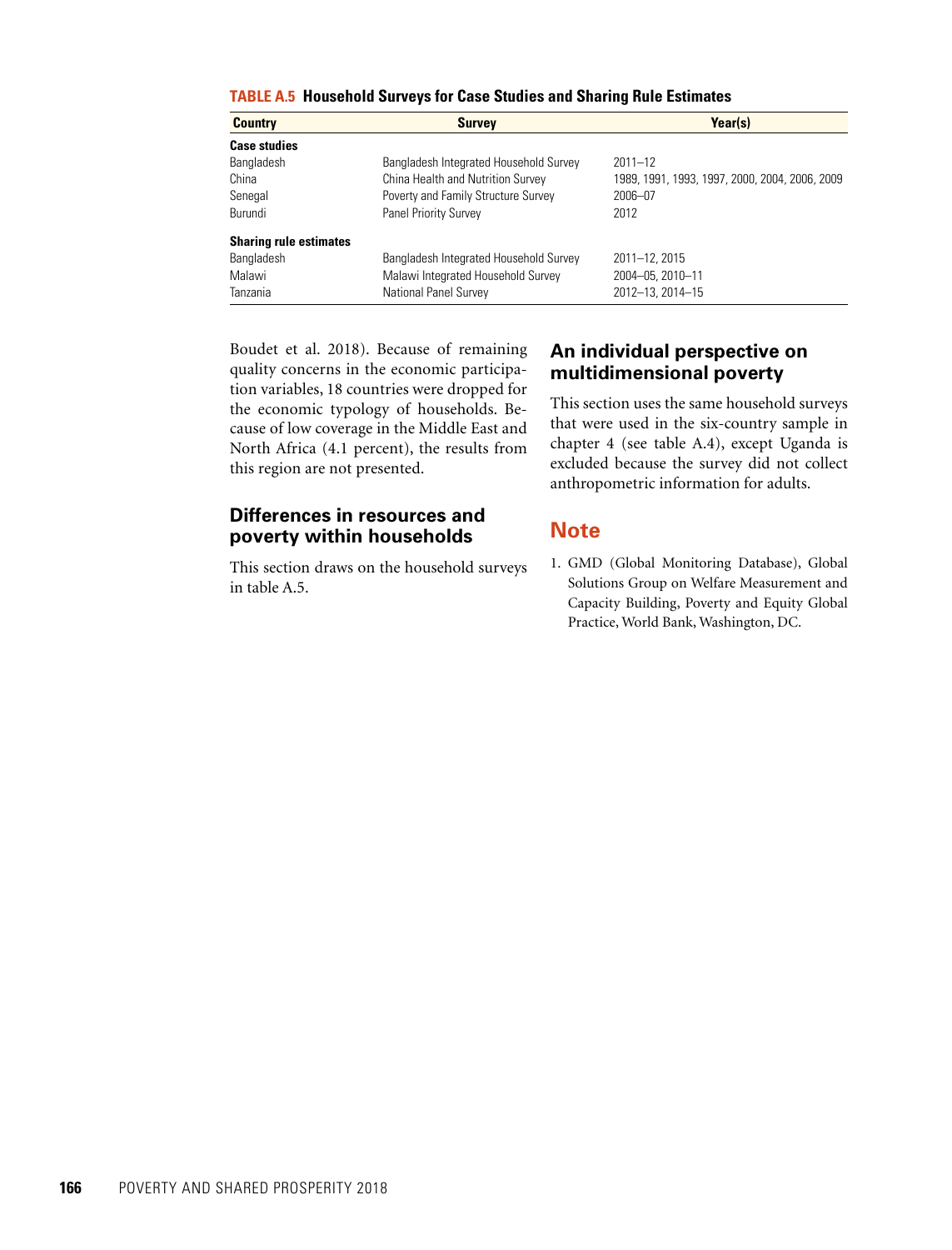**TABLE A.5 Household Surveys for Case Studies and Sharing Rule Estimates**

| Country | Survey | Year(s) |
|---|---|---|
| **Case studies** | | |
| Bangladesh | Bangladesh Integrated Household Survey | 2011–12 |
| China | China Health and Nutrition Survey | 1989, 1991, 1993, 1997, 2000, 2004, 2006, 2009 |
| Senegal | Poverty and Family Structure Survey | 2006–07 |
| Burundi | Panel Priority Survey | 2012 |
| **Sharing rule estimates** | | |
| Bangladesh | Bangladesh Integrated Household Survey | 2011–12, 2015 |
| Malawi | Malawi Integrated Household Survey | 2004–05, 2010–11 |
| Tanzania | National Panel Survey | 2012–13, 2014–15 |

Boudet et al. 2018). Because of remaining quality concerns in the economic participation variables, 18 countries were dropped for the economic typology of households. Because of low coverage in the Middle East and North Africa (4.1 percent), the results from this region are not presented.

## Differences in resources and poverty within households

This section draws on the household surveys in table A.5.

## An individual perspective on multidimensional poverty

This section uses the same household surveys that were used in the six-country sample in chapter 4 (see table A.4), except Uganda is excluded because the survey did not collect anthropometric information for adults.

## Note

1. GMD (Global Monitoring Database), Global Solutions Group on Welfare Measurement and Capacity Building, Poverty and Equity Global Practice, World Bank, Washington, DC.